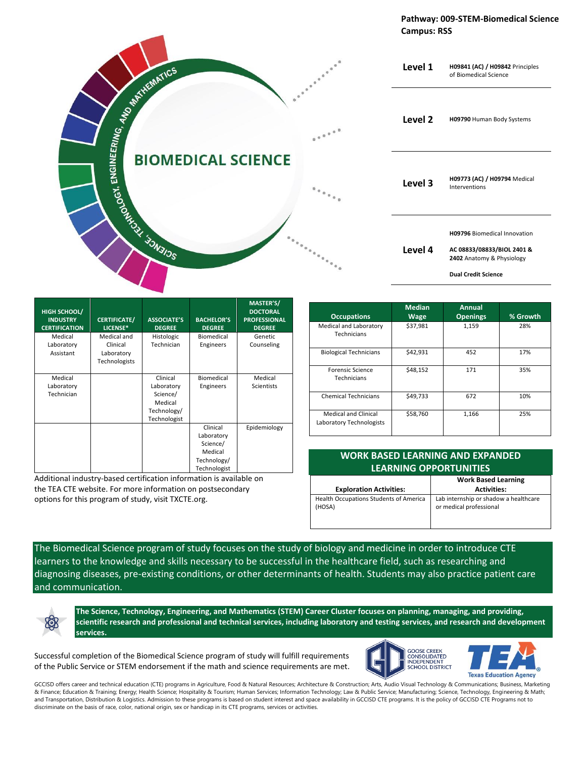**Pathway: 009-STEM-Biomedical Science**
**Campus: RSS**

SCIENCE, TECHNOLOGY, ENGINEERING, AND MATHEMATICS

# BIOMEDICAL SCIENCE

| Level | Course |
|---|---|
| **Level 1** | **H09841 (AC) / H09842** Principles of Biomedical Science |
| **Level 2** | **H09790** Human Body Systems |
| **Level 3** | **H09773 (AC) / H09794** Medical Interventions |
| **Level 4** | **H09796** Biomedical Innovation<br>**AC 08833/08833/BIOL 2401 & 2402** Anatomy & Physiology<br>**Dual Credit Science** |

| HIGH SCHOOL/ INDUSTRY CERTIFICATION | CERTIFICATE/ LICENSE* | ASSOCIATE'S DEGREE | BACHELOR'S DEGREE | MASTER'S/ DOCTORAL PROFESSIONAL DEGREE |
|---|---|---|---|---|
| Medical Laboratory Assistant | Medical and Clinical Laboratory Technologists | Histologic Technician | Biomedical Engineers | Genetic Counseling |
| Medical Laboratory Technician | | Clinical Laboratory Science/ Medical Technology/ Technologist | Biomedical Engineers | Medical Scientists |
| | | | Clinical Laboratory Science/ Medical Technology/ Technologist | Epidemiology |

Additional industry-based certification information is available on the TEA CTE website. For more information on postsecondary options for this program of study, visit TXCTE.org.

| Occupations | Median Wage | Annual Openings | % Growth |
|---|---|---|---|
| Medical and Laboratory Technicians | $37,981 | 1,159 | 28% |
| Biological Technicians | $42,931 | 452 | 17% |
| Forensic Science Technicians | $48,152 | 171 | 35% |
| Chemical Technicians | $49,733 | 672 | 10% |
| Medical and Clinical Laboratory Technologists | $58,760 | 1,166 | 25% |

## WORK BASED LEARNING AND EXPANDED LEARNING OPPORTUNITIES

| Exploration Activities: | Work Based Learning Activities: |
|---|---|
| Health Occupations Students of America (HOSA) | Lab internship or shadow a healthcare or medical professional |

The Biomedical Science program of study focuses on the study of biology and medicine in order to introduce CTE learners to the knowledge and skills necessary to be successful in the healthcare field, such as researching and diagnosing diseases, pre-existing conditions, or other determinants of health. Students may also practice patient care and communication.

**The Science, Technology, Engineering, and Mathematics (STEM) Career Cluster focuses on planning, managing, and providing, scientific research and professional and technical services, including laboratory and testing services, and research and development services.**

Successful completion of the Biomedical Science program of study will fulfill requirements of the Public Service or STEM endorsement if the math and science requirements are met.

GOOSE CREEK CONSOLIDATED INDEPENDENT SCHOOL DISTRICT

TEA Texas Education Agency

GCCISD offers career and technical education (CTE) programs in Agriculture, Food & Natural Resources; Architecture & Construction; Arts, Audio Visual Technology & Communications; Business, Marketing & Finance; Education & Training; Energy; Health Science; Hospitality & Tourism; Human Services; Information Technology; Law & Public Service; Manufacturing; Science, Technology, Engineering & Math; and Transportation, Distribution & Logistics. Admission to these programs is based on student interest and space availability in GCCISD CTE programs. It is the policy of GCCISD CTE Programs not to discriminate on the basis of race, color, national origin, sex or handicap in its CTE programs, services or activities.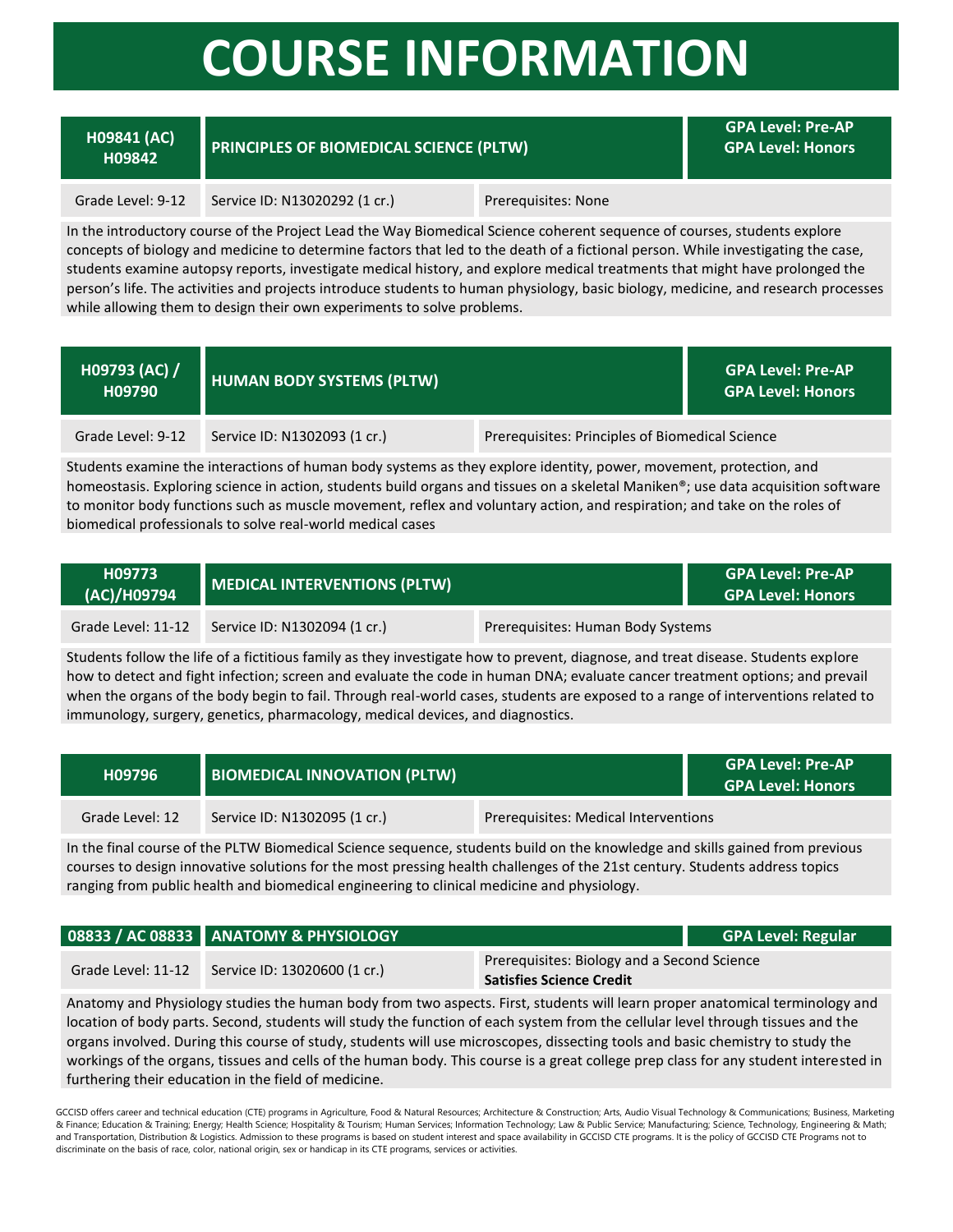# COURSE INFORMATION

| H09841 (AC) H09842 | PRINCIPLES OF BIOMEDICAL SCIENCE (PLTW) | | GPA Level: Pre-AP GPA Level: Honors |
|---|---|---|---|
| Grade Level: 9-12 | Service ID: N13020292 (1 cr.) | Prerequisites: None | |

In the introductory course of the Project Lead the Way Biomedical Science coherent sequence of courses, students explore concepts of biology and medicine to determine factors that led to the death of a fictional person. While investigating the case, students examine autopsy reports, investigate medical history, and explore medical treatments that might have prolonged the person's life. The activities and projects introduce students to human physiology, basic biology, medicine, and research processes while allowing them to design their own experiments to solve problems.

| H09793 (AC) / H09790 | HUMAN BODY SYSTEMS (PLTW) | | GPA Level: Pre-AP GPA Level: Honors |
|---|---|---|---|
| Grade Level: 9-12 | Service ID: N1302093 (1 cr.) | Prerequisites: Principles of Biomedical Science | |

Students examine the interactions of human body systems as they explore identity, power, movement, protection, and homeostasis. Exploring science in action, students build organs and tissues on a skeletal Maniken®; use data acquisition software to monitor body functions such as muscle movement, reflex and voluntary action, and respiration; and take on the roles of biomedical professionals to solve real-world medical cases

| H09773 (AC)/H09794 | MEDICAL INTERVENTIONS (PLTW) | | GPA Level: Pre-AP GPA Level: Honors |
|---|---|---|---|
| Grade Level: 11-12 | Service ID: N1302094 (1 cr.) | Prerequisites: Human Body Systems | |

Students follow the life of a fictitious family as they investigate how to prevent, diagnose, and treat disease. Students explore how to detect and fight infection; screen and evaluate the code in human DNA; evaluate cancer treatment options; and prevail when the organs of the body begin to fail. Through real-world cases, students are exposed to a range of interventions related to immunology, surgery, genetics, pharmacology, medical devices, and diagnostics.

| H09796 | BIOMEDICAL INNOVATION (PLTW) | | GPA Level: Pre-AP GPA Level: Honors |
|---|---|---|---|
| Grade Level: 12 | Service ID: N1302095 (1 cr.) | Prerequisites: Medical Interventions | |

In the final course of the PLTW Biomedical Science sequence, students build on the knowledge and skills gained from previous courses to design innovative solutions for the most pressing health challenges of the 21st century. Students address topics ranging from public health and biomedical engineering to clinical medicine and physiology.

| 08833 / AC 08833 | ANATOMY & PHYSIOLOGY | | GPA Level: Regular |
|---|---|---|---|
| Grade Level: 11-12 | Service ID: 13020600 (1 cr.) | Prerequisites: Biology and a Second Science **Satisfies Science Credit** | |

Anatomy and Physiology studies the human body from two aspects. First, students will learn proper anatomical terminology and location of body parts. Second, students will study the function of each system from the cellular level through tissues and the organs involved. During this course of study, students will use microscopes, dissecting tools and basic chemistry to study the workings of the organs, tissues and cells of the human body. This course is a great college prep class for any student interested in furthering their education in the field of medicine.

GCCISD offers career and technical education (CTE) programs in Agriculture, Food & Natural Resources; Architecture & Construction; Arts, Audio Visual Technology & Communications; Business, Marketing & Finance; Education & Training; Energy; Health Science; Hospitality & Tourism; Human Services; Information Technology; Law & Public Service; Manufacturing; Science, Technology, Engineering & Math; and Transportation, Distribution & Logistics. Admission to these programs is based on student interest and space availability in GCCISD CTE programs. It is the policy of GCCISD CTE Programs not to discriminate on the basis of race, color, national origin, sex or handicap in its CTE programs, services or activities.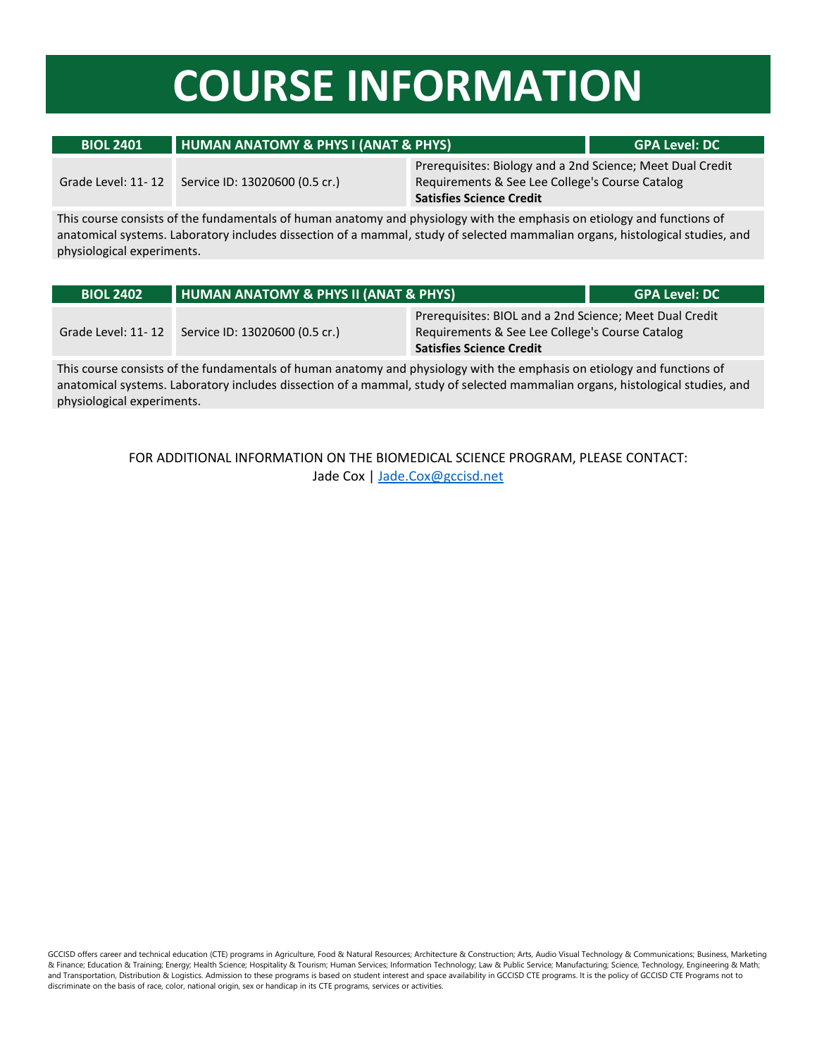# COURSE INFORMATION

| BIOL 2401 | HUMAN ANATOMY & PHYS I (ANAT & PHYS) | GPA Level: DC |
|---|---|---|
| Grade Level: 11- 12 | Service ID: 13020600 (0.5 cr.) | Prerequisites: Biology and a 2nd Science; Meet Dual Credit Requirements & See Lee College's Course Catalog **Satisfies Science Credit** |

This course consists of the fundamentals of human anatomy and physiology with the emphasis on etiology and functions of anatomical systems. Laboratory includes dissection of a mammal, study of selected mammalian organs, histological studies, and physiological experiments.

| BIOL 2402 | HUMAN ANATOMY & PHYS II (ANAT & PHYS) | GPA Level: DC |
|---|---|---|
| Grade Level: 11- 12 | Service ID: 13020600 (0.5 cr.) | Prerequisites: BIOL and a 2nd Science; Meet Dual Credit Requirements & See Lee College's Course Catalog **Satisfies Science Credit** |

This course consists of the fundamentals of human anatomy and physiology with the emphasis on etiology and functions of anatomical systems. Laboratory includes dissection of a mammal, study of selected mammalian organs, histological studies, and physiological experiments.

FOR ADDITIONAL INFORMATION ON THE BIOMEDICAL SCIENCE PROGRAM, PLEASE CONTACT:
Jade Cox | Jade.Cox@gccisd.net

GCCISD offers career and technical education (CTE) programs in Agriculture, Food & Natural Resources; Architecture & Construction; Arts, Audio Visual Technology & Communications; Business, Marketing & Finance; Education & Training; Energy; Health Science; Hospitality & Tourism; Human Services; Information Technology; Law & Public Service; Manufacturing; Science, Technology, Engineering & Math; and Transportation, Distribution & Logistics. Admission to these programs is based on student interest and space availability in GCCISD CTE programs. It is the policy of GCCISD CTE Programs not to discriminate on the basis of race, color, national origin, sex or handicap in its CTE programs, services or activities.